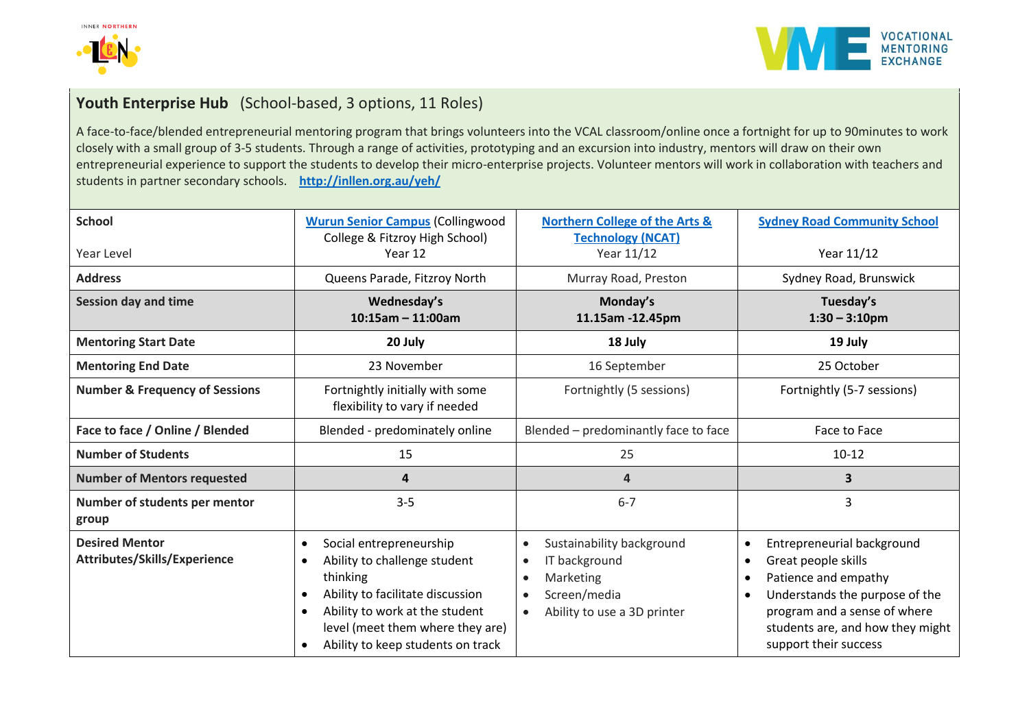## **Youth Enterprise Hub** (School-based, 3 options, 11 Roles)

A face-to-face/blended entrepreneurial mentoring program that brings volunteers into the VCAL classroom/online once a fortnight for up to 90minutes to work closely with a small group of 3-5 students. Through a range of activities, prototyping and an excursion into industry, mentors will draw on their own entrepreneurial experience to support the students to develop their micro-enterprise projects. Volunteer mentors will work in collaboration with teachers and students in partner secondary schools. **http://inllen.org.au/yeh/**

| **School**<br><br>Year Level | **Wurun Senior Campus** (Collingwood College & Fitzroy High School)<br>Year 12 | **Northern College of the Arts & Technology (NCAT)**<br>Year 11/12 | **Sydney Road Community School**<br><br>Year 11/12 |
|---|---|---|---|
| **Address** | Queens Parade, Fitzroy North | Murray Road, Preston | Sydney Road, Brunswick |
| **Session day and time** | **Wednesday's**<br>**10:15am – 11:00am** | **Monday's**<br>**11.15am -12.45pm** | **Tuesday's**<br>**1:30 – 3:10pm** |
| **Mentoring Start Date** | **20 July** | **18 July** | **19 July** |
| **Mentoring End Date** | 23 November | 16 September | 25 October |
| **Number & Frequency of Sessions** | Fortnightly initially with some flexibility to vary if needed | Fortnightly (5 sessions) | Fortnightly (5-7 sessions) |
| **Face to face / Online / Blended** | Blended - predominately online | Blended – predominantly face to face | Face to Face |
| **Number of Students** | 15 | 25 | 10-12 |
| **Number of Mentors requested** | **4** | **4** | **3** |
| **Number of students per mentor group** | 3-5 | 6-7 | 3 |
| **Desired Mentor Attributes/Skills/Experience** | • Social entrepreneurship<br>• Ability to challenge student thinking<br>• Ability to facilitate discussion<br>• Ability to work at the student level (meet them where they are)<br>• Ability to keep students on track | • Sustainability background<br>• IT background<br>• Marketing<br>• Screen/media<br>• Ability to use a 3D printer | • Entrepreneurial background<br>• Great people skills<br>• Patience and empathy<br>• Understands the purpose of the program and a sense of where students are, and how they might support their success |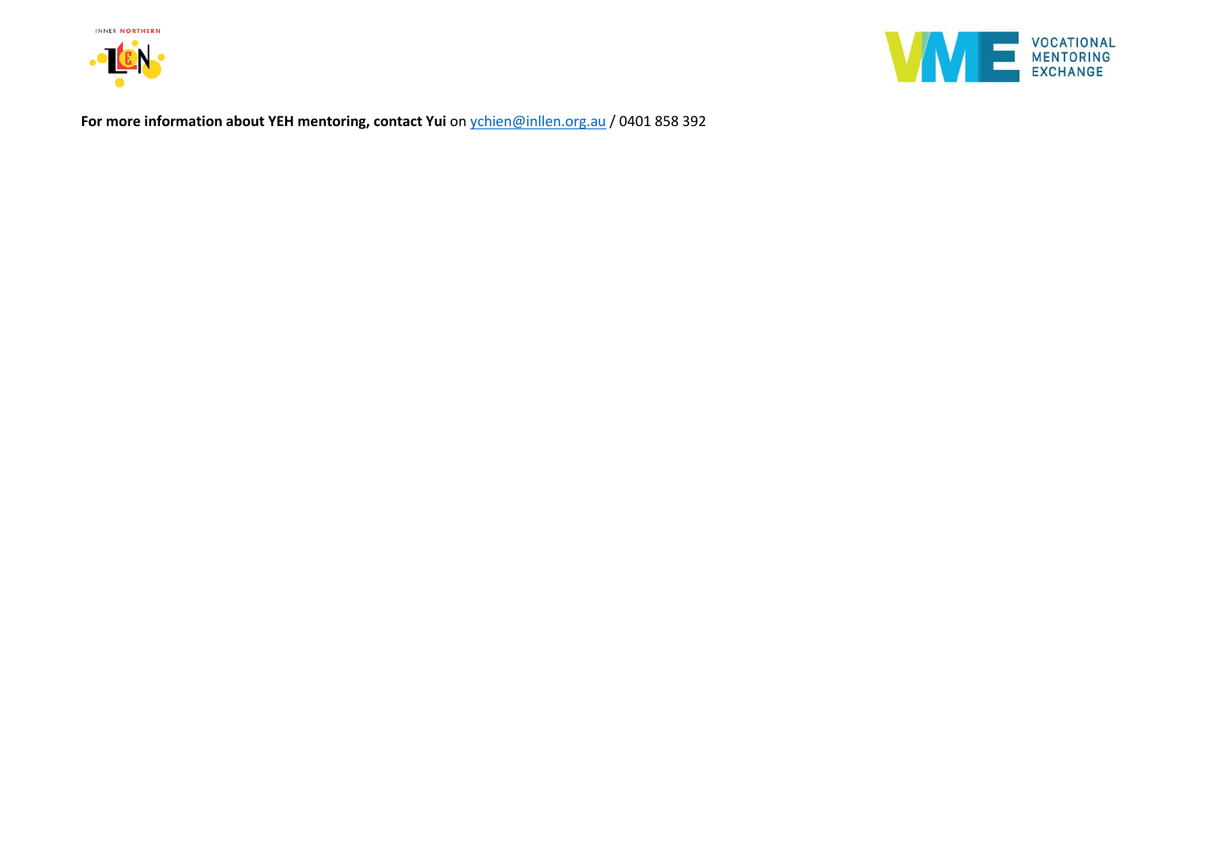**For more information about YEH mentoring, contact Yui** on ychien@inllen.org.au / 0401 858 392